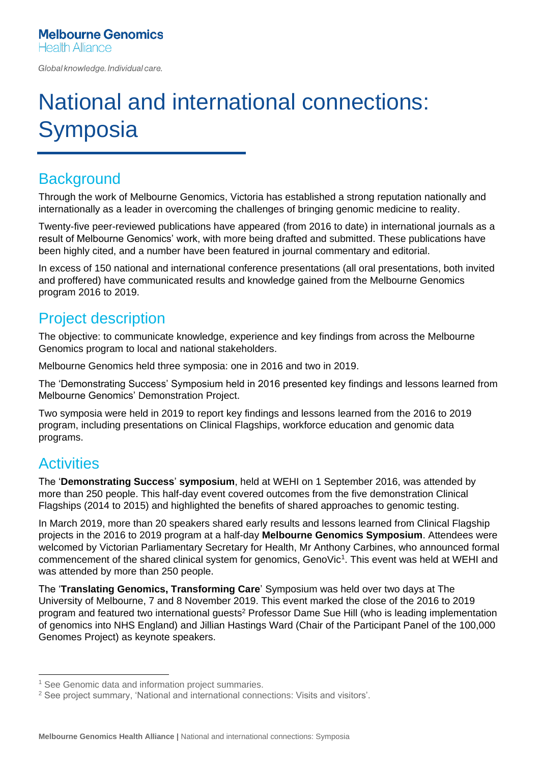Melbourne Genomics
Health Alliance

*Global knowledge. Individual care.*

# National and international connections: Symposia

## Background

Through the work of Melbourne Genomics, Victoria has established a strong reputation nationally and internationally as a leader in overcoming the challenges of bringing genomic medicine to reality.

Twenty-five peer-reviewed publications have appeared (from 2016 to date) in international journals as a result of Melbourne Genomics' work, with more being drafted and submitted. These publications have been highly cited, and a number have been featured in journal commentary and editorial.

In excess of 150 national and international conference presentations (all oral presentations, both invited and proffered) have communicated results and knowledge gained from the Melbourne Genomics program 2016 to 2019.

## Project description

The objective: to communicate knowledge, experience and key findings from across the Melbourne Genomics program to local and national stakeholders.

Melbourne Genomics held three symposia: one in 2016 and two in 2019.

The 'Demonstrating Success' Symposium held in 2016 presented key findings and lessons learned from Melbourne Genomics' Demonstration Project.

Two symposia were held in 2019 to report key findings and lessons learned from the 2016 to 2019 program, including presentations on Clinical Flagships, workforce education and genomic data programs.

## Activities

The '**Demonstrating Success**' **symposium**, held at WEHI on 1 September 2016, was attended by more than 250 people. This half-day event covered outcomes from the five demonstration Clinical Flagships (2014 to 2015) and highlighted the benefits of shared approaches to genomic testing.

In March 2019, more than 20 speakers shared early results and lessons learned from Clinical Flagship projects in the 2016 to 2019 program at a half-day **Melbourne Genomics Symposium**. Attendees were welcomed by Victorian Parliamentary Secretary for Health, Mr Anthony Carbines, who announced formal commencement of the shared clinical system for genomics, GenoVic[1]. This event was held at WEHI and was attended by more than 250 people.

The '**Translating Genomics, Transforming Care**' Symposium was held over two days at The University of Melbourne, 7 and 8 November 2019. This event marked the close of the 2016 to 2019 program and featured two international guests[2] Professor Dame Sue Hill (who is leading implementation of genomics into NHS England) and Jillian Hastings Ward (Chair of the Participant Panel of the 100,000 Genomes Project) as keynote speakers.

---

[1] See Genomic data and information project summaries.

[2] See project summary, 'National and international connections: Visits and visitors'.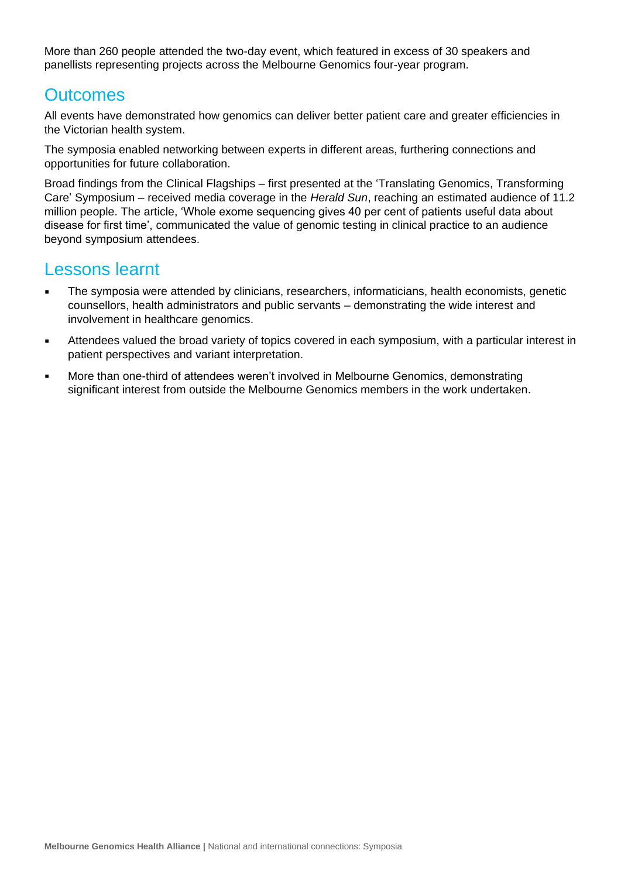More than 260 people attended the two-day event, which featured in excess of 30 speakers and panellists representing projects across the Melbourne Genomics four-year program.

## Outcomes

All events have demonstrated how genomics can deliver better patient care and greater efficiencies in the Victorian health system.

The symposia enabled networking between experts in different areas, furthering connections and opportunities for future collaboration.

Broad findings from the Clinical Flagships – first presented at the 'Translating Genomics, Transforming Care' Symposium – received media coverage in the *Herald Sun*, reaching an estimated audience of 11.2 million people. The article, 'Whole exome sequencing gives 40 per cent of patients useful data about disease for first time', communicated the value of genomic testing in clinical practice to an audience beyond symposium attendees.

## Lessons learnt

- The symposia were attended by clinicians, researchers, informaticians, health economists, genetic counsellors, health administrators and public servants – demonstrating the wide interest and involvement in healthcare genomics.
- Attendees valued the broad variety of topics covered in each symposium, with a particular interest in patient perspectives and variant interpretation.
- More than one-third of attendees weren't involved in Melbourne Genomics, demonstrating significant interest from outside the Melbourne Genomics members in the work undertaken.